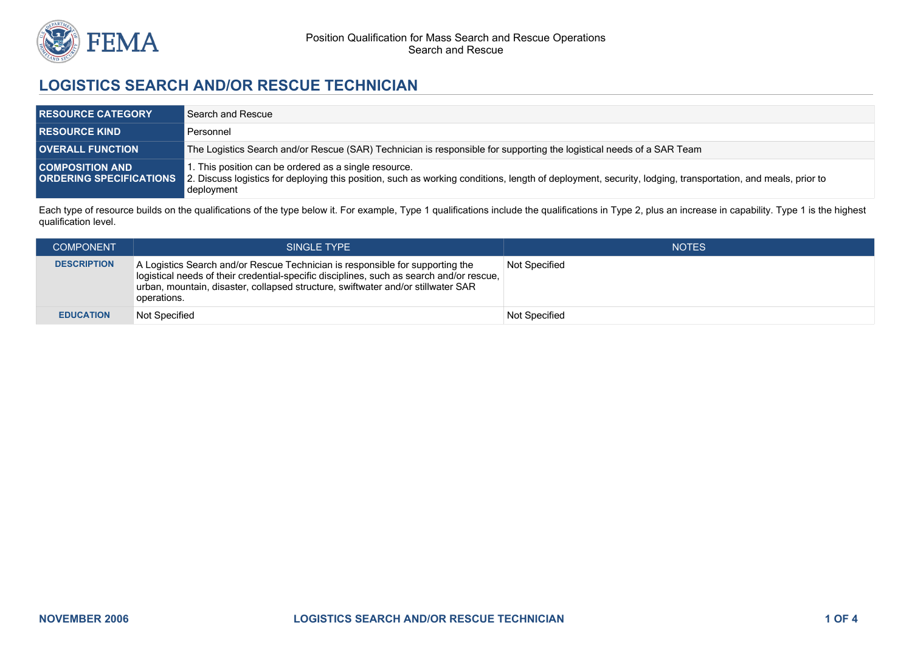# LOGISTICS SEARCH AND/OR RESCUE TECHNICIAN

| | |
|---|---|
| **RESOURCE CATEGORY** | Search and Rescue |
| **RESOURCE KIND** | Personnel |
| **OVERALL FUNCTION** | The Logistics Search and/or Rescue (SAR) Technician is responsible for supporting the logistical needs of a SAR Team |
| **COMPOSITION AND ORDERING SPECIFICATIONS** | 1. This position can be ordered as a single resource.<br>2. Discuss logistics for deploying this position, such as working conditions, length of deployment, security, lodging, transportation, and meals, prior to deployment |

Each type of resource builds on the qualifications of the type below it. For example, Type 1 qualifications include the qualifications in Type 2, plus an increase in capability. Type 1 is the highest qualification level.

| COMPONENT | SINGLE TYPE | NOTES |
|---|---|---|
| **DESCRIPTION** | A Logistics Search and/or Rescue Technician is responsible for supporting the logistical needs of their credential-specific disciplines, such as search and/or rescue, urban, mountain, disaster, collapsed structure, swiftwater and/or stillwater SAR operations. | Not Specified |
| **EDUCATION** | Not Specified | Not Specified |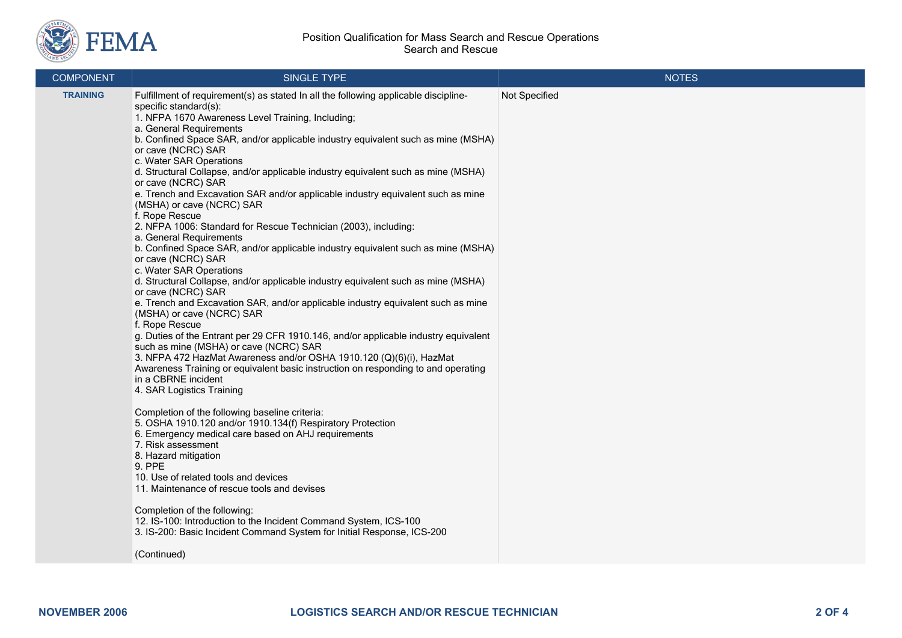Position Qualification for Mass Search and Rescue Operations
Search and Rescue

| COMPONENT | SINGLE TYPE | NOTES |
|---|---|---|
| **TRAINING** | Fulfillment of requirement(s) as stated In all the following applicable discipline-specific standard(s):<br>1. NFPA 1670 Awareness Level Training, Including;<br>a. General Requirements<br>b. Confined Space SAR, and/or applicable industry equivalent such as mine (MSHA) or cave (NCRC) SAR<br>c. Water SAR Operations<br>d. Structural Collapse, and/or applicable industry equivalent such as mine (MSHA) or cave (NCRC) SAR<br>e. Trench and Excavation SAR and/or applicable industry equivalent such as mine (MSHA) or cave (NCRC) SAR<br>f. Rope Rescue<br>2. NFPA 1006: Standard for Rescue Technician (2003), including:<br>a. General Requirements<br>b. Confined Space SAR, and/or applicable industry equivalent such as mine (MSHA) or cave (NCRC) SAR<br>c. Water SAR Operations<br>d. Structural Collapse, and/or applicable industry equivalent such as mine (MSHA) or cave (NCRC) SAR<br>e. Trench and Excavation SAR, and/or applicable industry equivalent such as mine (MSHA) or cave (NCRC) SAR<br>f. Rope Rescue<br>g. Duties of the Entrant per 29 CFR 1910.146, and/or applicable industry equivalent such as mine (MSHA) or cave (NCRC) SAR<br>3. NFPA 472 HazMat Awareness and/or OSHA 1910.120 (Q)(6)(i), HazMat Awareness Training or equivalent basic instruction on responding to and operating in a CBRNE incident<br>4. SAR Logistics Training<br><br>Completion of the following baseline criteria:<br>5. OSHA 1910.120 and/or 1910.134(f) Respiratory Protection<br>6. Emergency medical care based on AHJ requirements<br>7. Risk assessment<br>8. Hazard mitigation<br>9. PPE<br>10. Use of related tools and devices<br>11. Maintenance of rescue tools and devises<br><br>Completion of the following:<br>12. IS-100: Introduction to the Incident Command System, ICS-100<br>3. IS-200: Basic Incident Command System for Initial Response, ICS-200<br><br>(Continued) | Not Specified |

NOVEMBER 2006 LOGISTICS SEARCH AND/OR RESCUE TECHNICIAN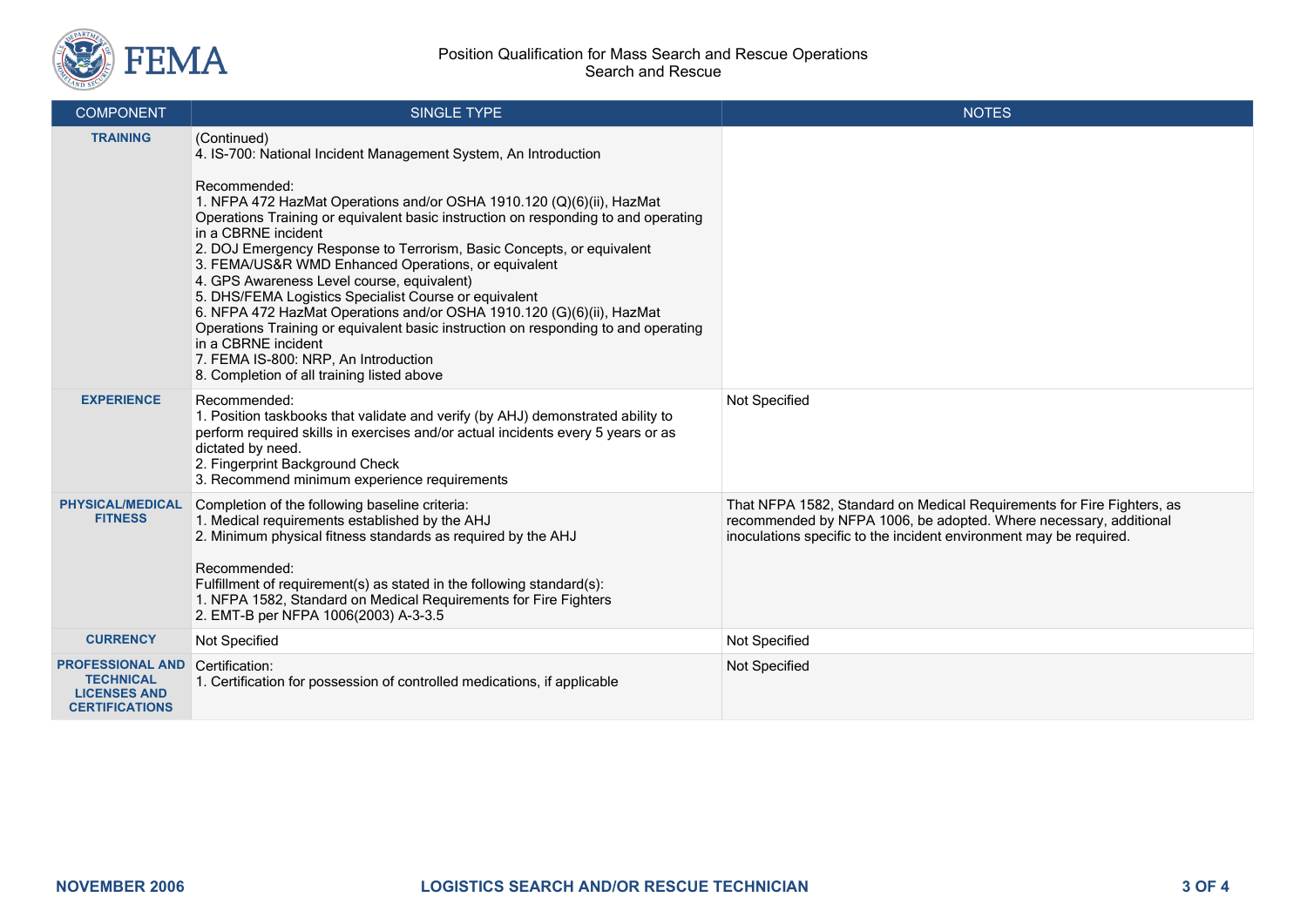| COMPONENT | SINGLE TYPE | NOTES |
|---|---|---|
| **TRAINING** | (Continued)<br>4. IS-700: National Incident Management System, An Introduction<br><br>Recommended:<br>1. NFPA 472 HazMat Operations and/or OSHA 1910.120 (Q)(6)(ii), HazMat Operations Training or equivalent basic instruction on responding to and operating in a CBRNE incident<br>2. DOJ Emergency Response to Terrorism, Basic Concepts, or equivalent<br>3. FEMA/US&R WMD Enhanced Operations, or equivalent<br>4. GPS Awareness Level course, equivalent)<br>5. DHS/FEMA Logistics Specialist Course or equivalent<br>6. NFPA 472 HazMat Operations and/or OSHA 1910.120 (G)(6)(ii), HazMat Operations Training or equivalent basic instruction on responding to and operating in a CBRNE incident<br>7. FEMA IS-800: NRP, An Introduction<br>8. Completion of all training listed above | |
| **EXPERIENCE** | Recommended:<br>1. Position taskbooks that validate and verify (by AHJ) demonstrated ability to perform required skills in exercises and/or actual incidents every 5 years or as dictated by need.<br>2. Fingerprint Background Check<br>3. Recommend minimum experience requirements | Not Specified |
| **PHYSICAL/MEDICAL FITNESS** | Completion of the following baseline criteria:<br>1. Medical requirements established by the AHJ<br>2. Minimum physical fitness standards as required by the AHJ<br><br>Recommended:<br>Fulfillment of requirement(s) as stated in the following standard(s):<br>1. NFPA 1582, Standard on Medical Requirements for Fire Fighters<br>2. EMT-B per NFPA 1006(2003) A-3-3.5 | That NFPA 1582, Standard on Medical Requirements for Fire Fighters, as recommended by NFPA 1006, be adopted. Where necessary, additional inoculations specific to the incident environment may be required. |
| **CURRENCY** | Not Specified | Not Specified |
| **PROFESSIONAL AND TECHNICAL LICENSES AND CERTIFICATIONS** | Certification:<br>1. Certification for possession of controlled medications, if applicable | Not Specified |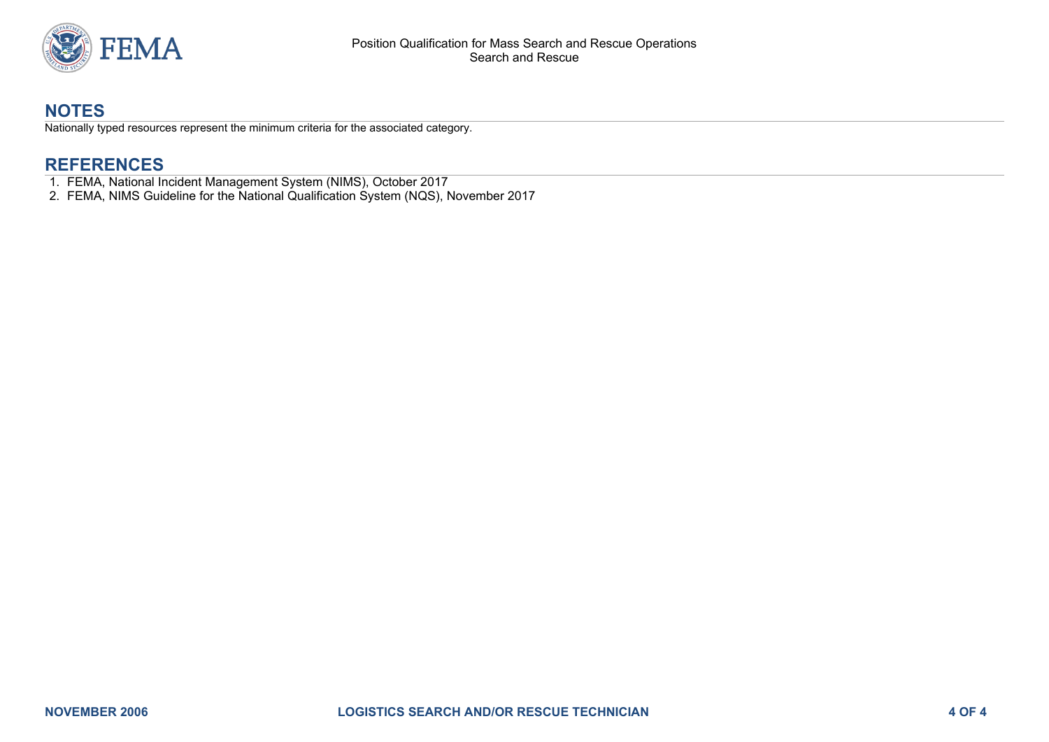## NOTES

Nationally typed resources represent the minimum criteria for the associated category.

## REFERENCES

1. FEMA, National Incident Management System (NIMS), October 2017
2. FEMA, NIMS Guideline for the National Qualification System (NQS), November 2017